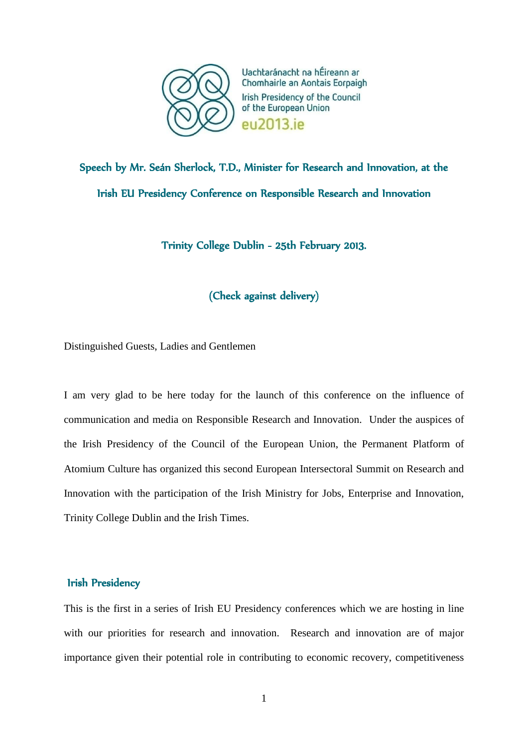Uachtaránacht na hÉireann ar Chomhairle an Aontais Eorpaigh

Irish Presidency of the Council of the European Union

eu2013.ie

# Speech by Mr. Seán Sherlock, T.D., Minister for Research and Innovation, at the Irish EU Presidency Conference on Responsible Research and Innovation

**Trinity College Dublin - 25th February 2013.**

**(Check against delivery)**

Distinguished Guests, Ladies and Gentlemen

I am very glad to be here today for the launch of this conference on the influence of communication and media on Responsible Research and Innovation. Under the auspices of the Irish Presidency of the Council of the European Union, the Permanent Platform of Atomium Culture has organized this second European Intersectoral Summit on Research and Innovation with the participation of the Irish Ministry for Jobs, Enterprise and Innovation, Trinity College Dublin and the Irish Times.

## Irish Presidency

This is the first in a series of Irish EU Presidency conferences which we are hosting in line with our priorities for research and innovation. Research and innovation are of major importance given their potential role in contributing to economic recovery, competitiveness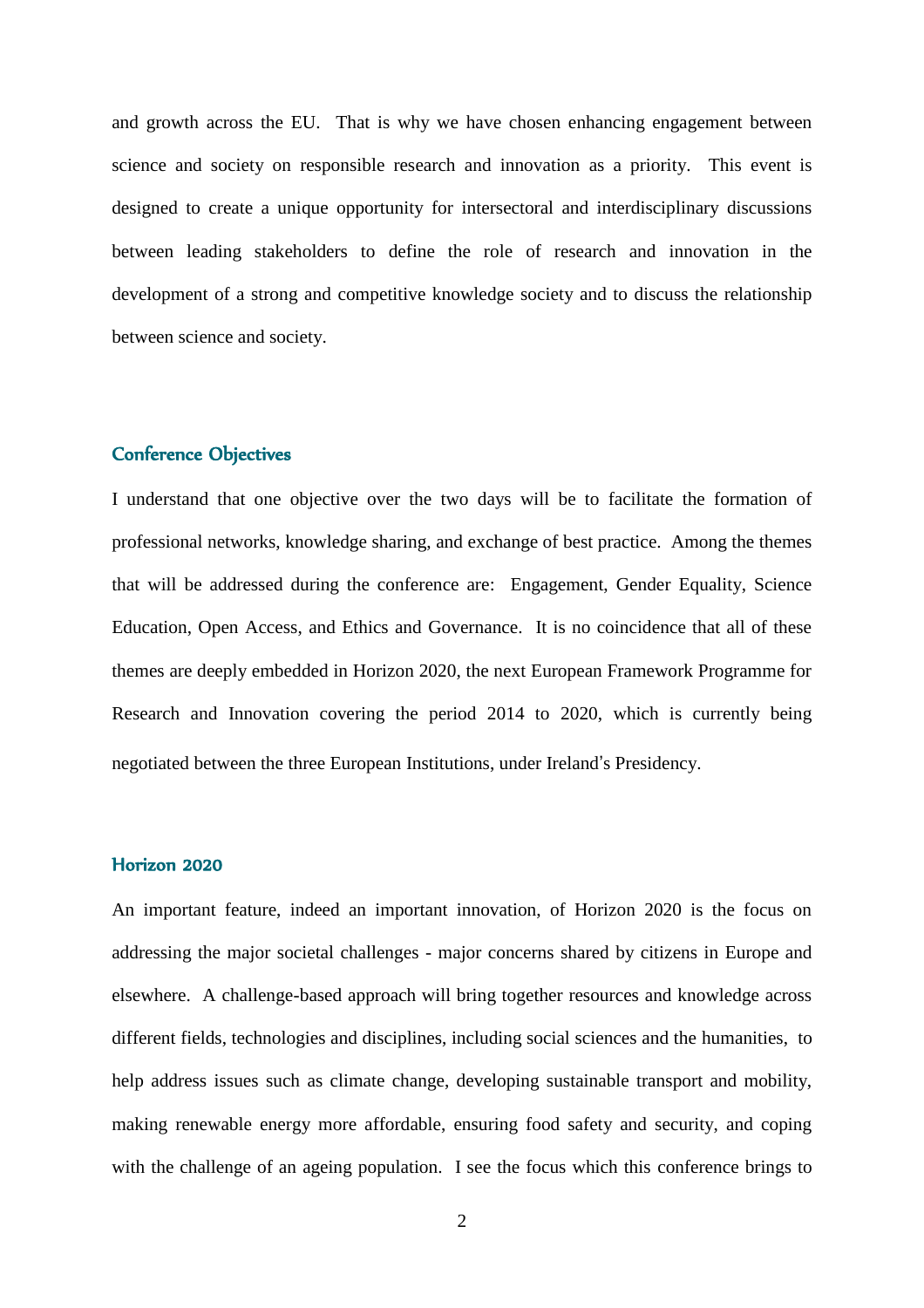and growth across the EU. That is why we have chosen enhancing engagement between science and society on responsible research and innovation as a priority. This event is designed to create a unique opportunity for intersectoral and interdisciplinary discussions between leading stakeholders to define the role of research and innovation in the development of a strong and competitive knowledge society and to discuss the relationship between science and society.

## Conference Objectives

I understand that one objective over the two days will be to facilitate the formation of professional networks, knowledge sharing, and exchange of best practice. Among the themes that will be addressed during the conference are: Engagement, Gender Equality, Science Education, Open Access, and Ethics and Governance. It is no coincidence that all of these themes are deeply embedded in Horizon 2020, the next European Framework Programme for Research and Innovation covering the period 2014 to 2020, which is currently being negotiated between the three European Institutions, under Ireland's Presidency.

## Horizon 2020

An important feature, indeed an important innovation, of Horizon 2020 is the focus on addressing the major societal challenges - major concerns shared by citizens in Europe and elsewhere. A challenge-based approach will bring together resources and knowledge across different fields, technologies and disciplines, including social sciences and the humanities, to help address issues such as climate change, developing sustainable transport and mobility, making renewable energy more affordable, ensuring food safety and security, and coping with the challenge of an ageing population. I see the focus which this conference brings to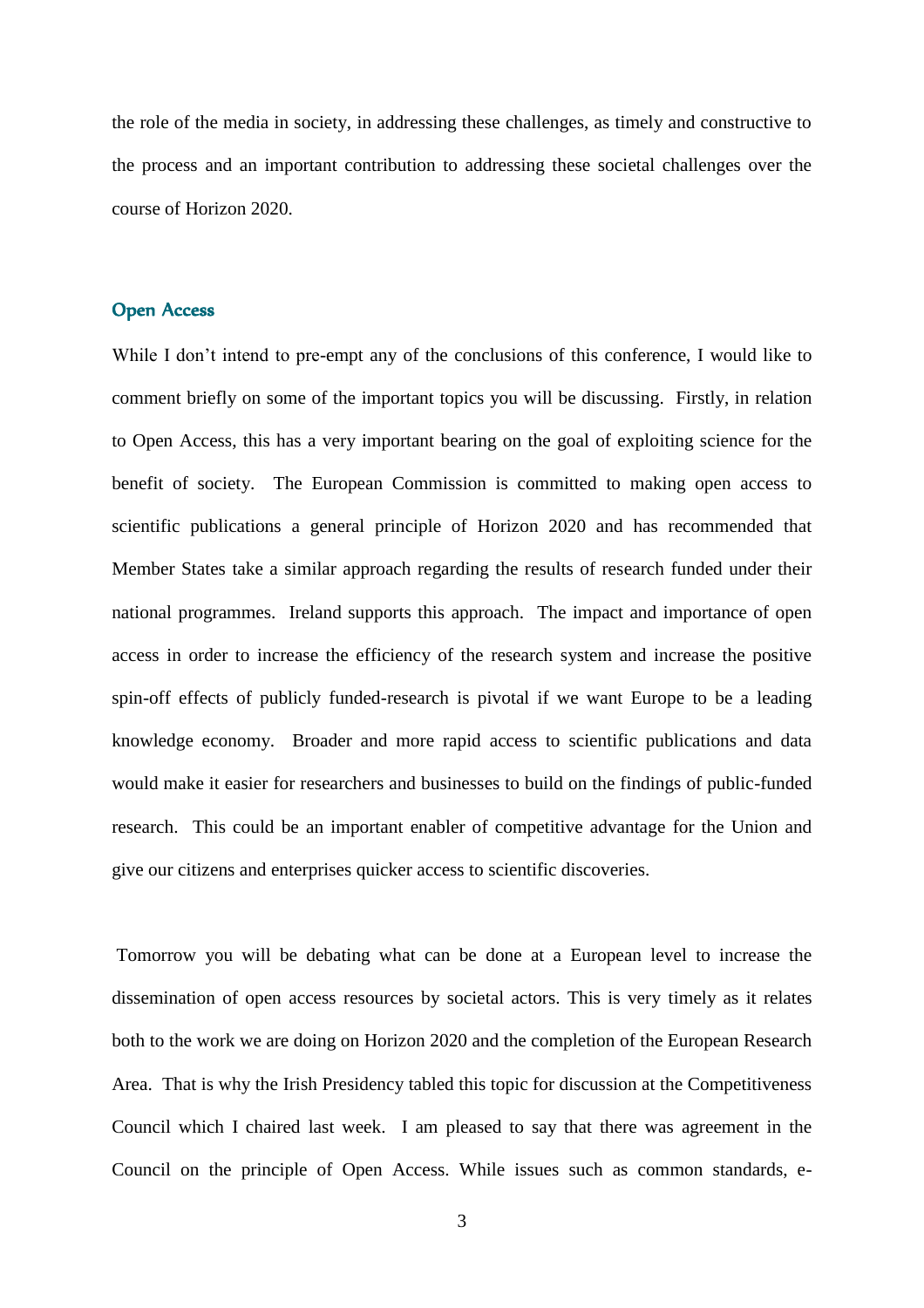the role of the media in society, in addressing these challenges, as timely and constructive to the process and an important contribution to addressing these societal challenges over the course of Horizon 2020.

## Open Access

While I don't intend to pre-empt any of the conclusions of this conference, I would like to comment briefly on some of the important topics you will be discussing. Firstly, in relation to Open Access, this has a very important bearing on the goal of exploiting science for the benefit of society. The European Commission is committed to making open access to scientific publications a general principle of Horizon 2020 and has recommended that Member States take a similar approach regarding the results of research funded under their national programmes. Ireland supports this approach. The impact and importance of open access in order to increase the efficiency of the research system and increase the positive spin-off effects of publicly funded-research is pivotal if we want Europe to be a leading knowledge economy. Broader and more rapid access to scientific publications and data would make it easier for researchers and businesses to build on the findings of public-funded research. This could be an important enabler of competitive advantage for the Union and give our citizens and enterprises quicker access to scientific discoveries.

Tomorrow you will be debating what can be done at a European level to increase the dissemination of open access resources by societal actors. This is very timely as it relates both to the work we are doing on Horizon 2020 and the completion of the European Research Area. That is why the Irish Presidency tabled this topic for discussion at the Competitiveness Council which I chaired last week. I am pleased to say that there was agreement in the Council on the principle of Open Access. While issues such as common standards, e-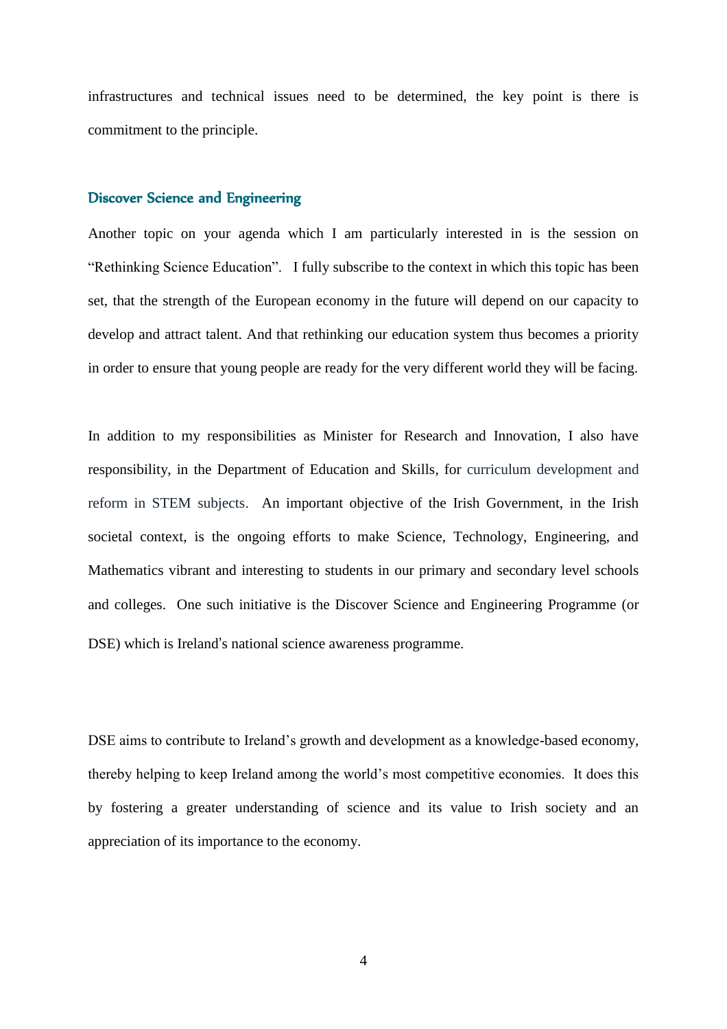infrastructures and technical issues need to be determined, the key point is there is commitment to the principle.

### Discover Science and Engineering

Another topic on your agenda which I am particularly interested in is the session on "Rethinking Science Education". I fully subscribe to the context in which this topic has been set, that the strength of the European economy in the future will depend on our capacity to develop and attract talent. And that rethinking our education system thus becomes a priority in order to ensure that young people are ready for the very different world they will be facing.

In addition to my responsibilities as Minister for Research and Innovation, I also have responsibility, in the Department of Education and Skills, for curriculum development and reform in STEM subjects. An important objective of the Irish Government, in the Irish societal context, is the ongoing efforts to make Science, Technology, Engineering, and Mathematics vibrant and interesting to students in our primary and secondary level schools and colleges. One such initiative is the Discover Science and Engineering Programme (or DSE) which is Ireland's national science awareness programme.

DSE aims to contribute to Ireland's growth and development as a knowledge-based economy, thereby helping to keep Ireland among the world's most competitive economies. It does this by fostering a greater understanding of science and its value to Irish society and an appreciation of its importance to the economy.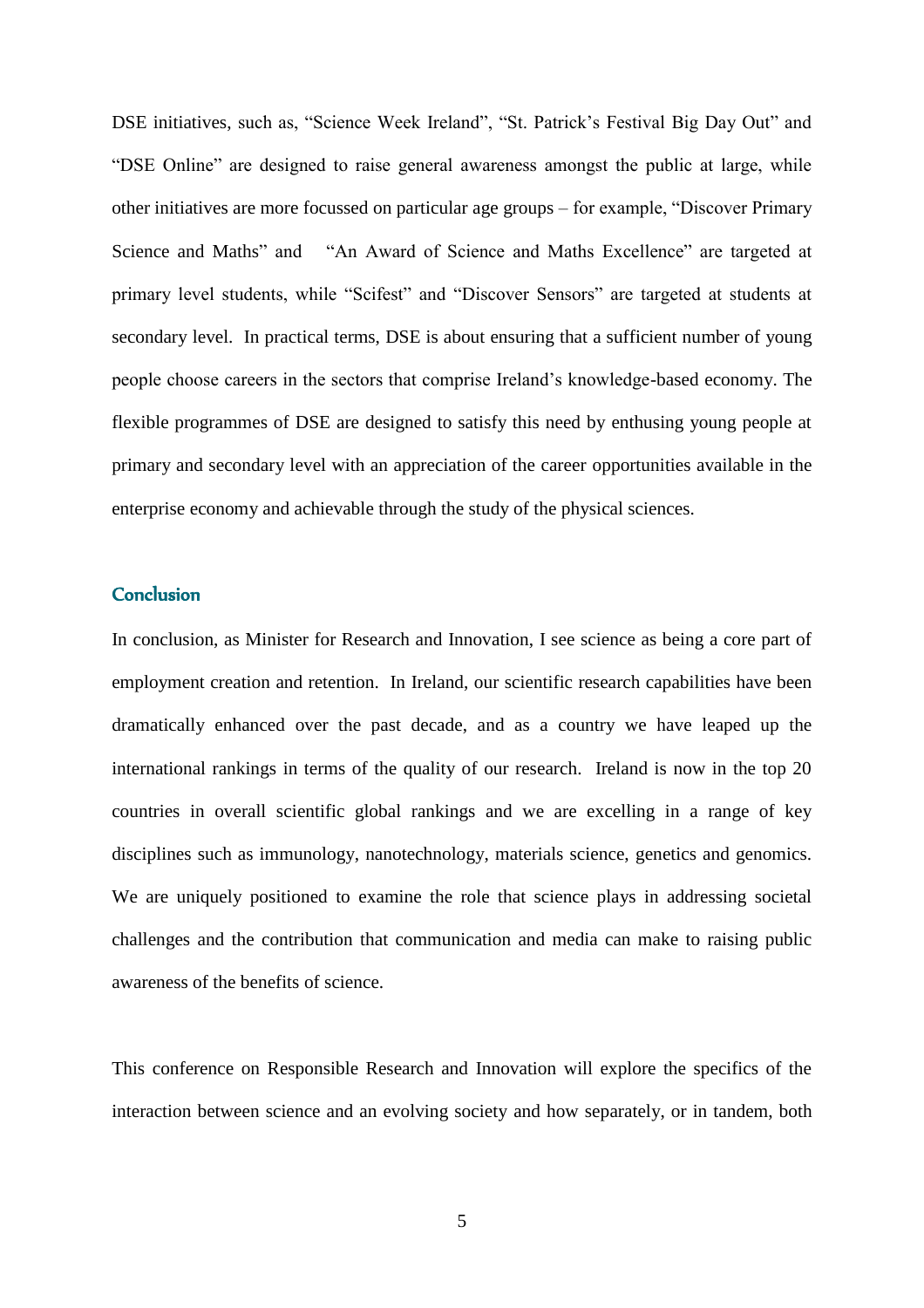DSE initiatives, such as, "Science Week Ireland", "St. Patrick's Festival Big Day Out" and "DSE Online" are designed to raise general awareness amongst the public at large, while other initiatives are more focussed on particular age groups – for example, "Discover Primary Science and Maths" and "An Award of Science and Maths Excellence" are targeted at primary level students, while "Scifest" and "Discover Sensors" are targeted at students at secondary level. In practical terms, DSE is about ensuring that a sufficient number of young people choose careers in the sectors that comprise Ireland's knowledge-based economy. The flexible programmes of DSE are designed to satisfy this need by enthusing young people at primary and secondary level with an appreciation of the career opportunities available in the enterprise economy and achievable through the study of the physical sciences.

## Conclusion

In conclusion, as Minister for Research and Innovation, I see science as being a core part of employment creation and retention. In Ireland, our scientific research capabilities have been dramatically enhanced over the past decade, and as a country we have leaped up the international rankings in terms of the quality of our research. Ireland is now in the top 20 countries in overall scientific global rankings and we are excelling in a range of key disciplines such as immunology, nanotechnology, materials science, genetics and genomics. We are uniquely positioned to examine the role that science plays in addressing societal challenges and the contribution that communication and media can make to raising public awareness of the benefits of science.

This conference on Responsible Research and Innovation will explore the specifics of the interaction between science and an evolving society and how separately, or in tandem, both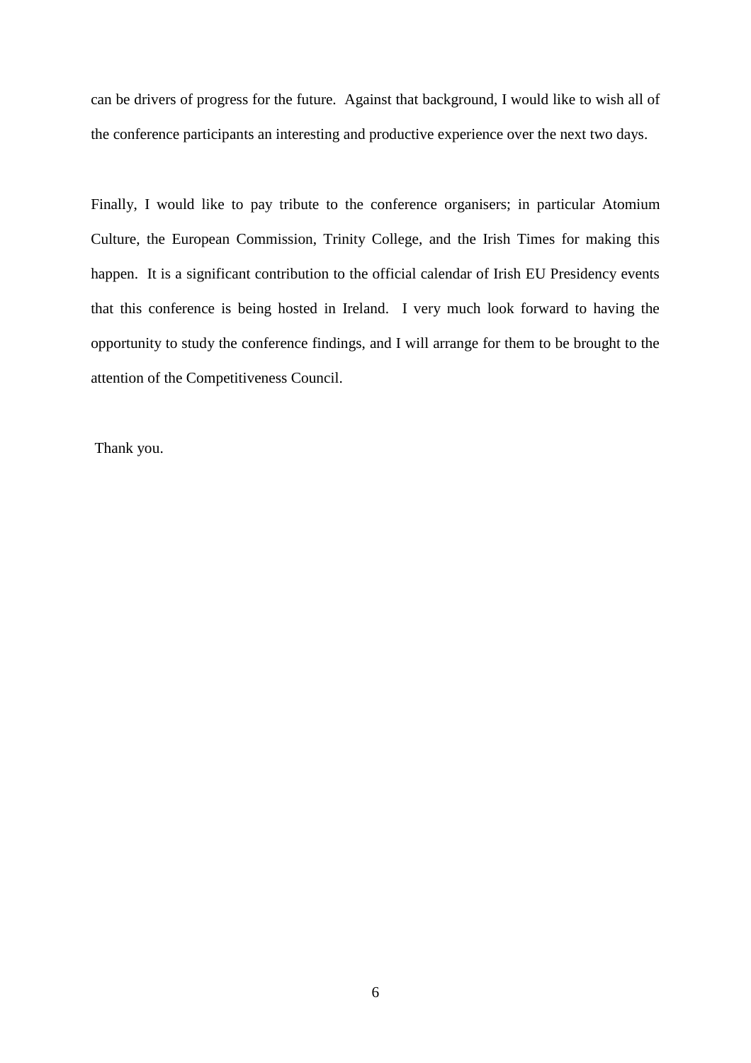can be drivers of progress for the future. Against that background, I would like to wish all of the conference participants an interesting and productive experience over the next two days.

Finally, I would like to pay tribute to the conference organisers; in particular Atomium Culture, the European Commission, Trinity College, and the Irish Times for making this happen. It is a significant contribution to the official calendar of Irish EU Presidency events that this conference is being hosted in Ireland. I very much look forward to having the opportunity to study the conference findings, and I will arrange for them to be brought to the attention of the Competitiveness Council.

Thank you.